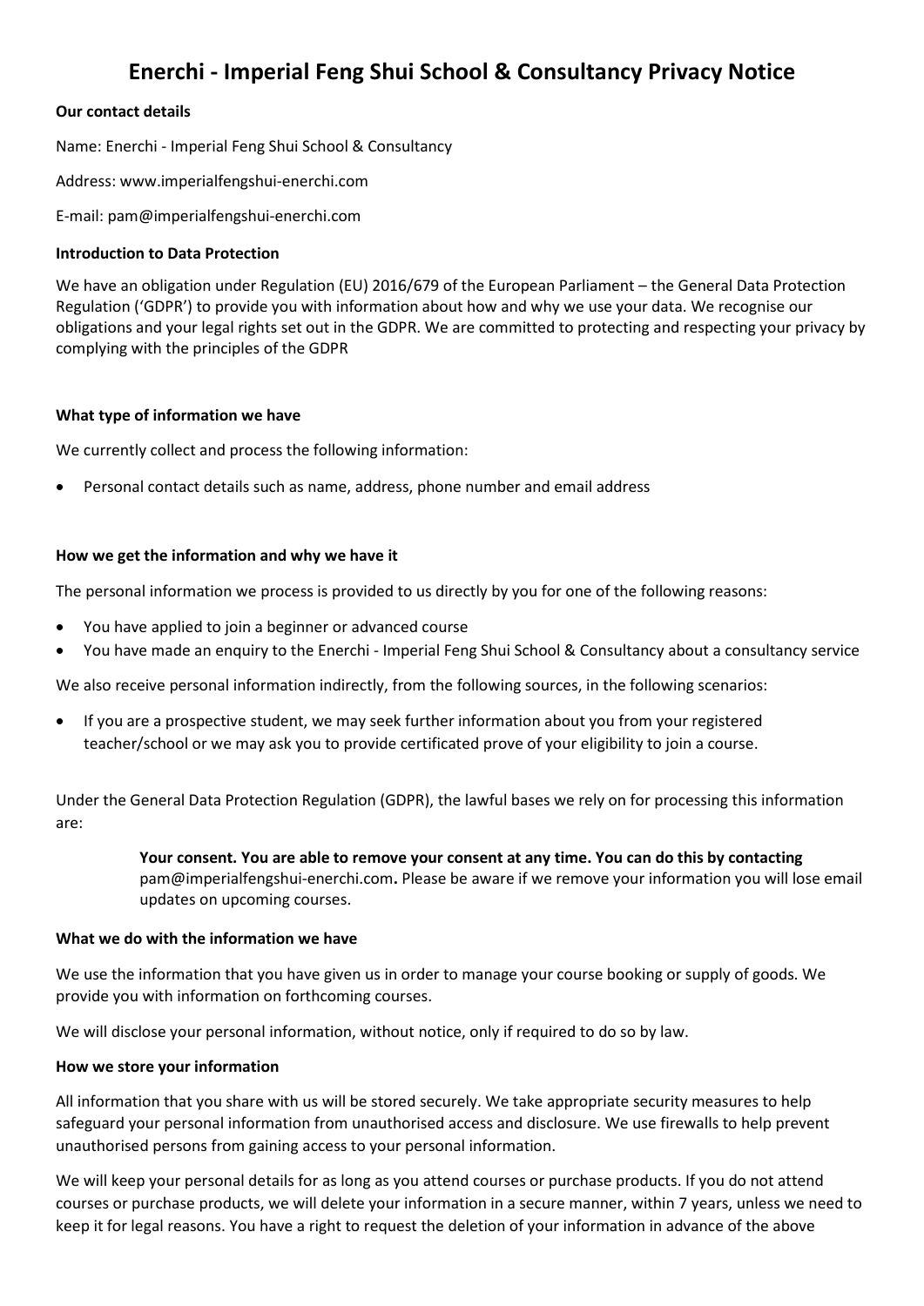# Enerchi - Imperial Feng Shui School & Consultancy Privacy Notice

**Our contact details**

Name: Enerchi - Imperial Feng Shui School & Consultancy

Address: www.imperialfengshui-enerchi.com

E-mail: pam@imperialfengshui-enerchi.com

**Introduction to Data Protection**

We have an obligation under Regulation (EU) 2016/679 of the European Parliament – the General Data Protection Regulation ('GDPR') to provide you with information about how and why we use your data. We recognise our obligations and your legal rights set out in the GDPR. We are committed to protecting and respecting your privacy by complying with the principles of the GDPR

**What type of information we have**

We currently collect and process the following information:

- Personal contact details such as name, address, phone number and email address

**How we get the information and why we have it**

The personal information we process is provided to us directly by you for one of the following reasons:

- You have applied to join a beginner or advanced course
- You have made an enquiry to the Enerchi - Imperial Feng Shui School & Consultancy about a consultancy service

We also receive personal information indirectly, from the following sources, in the following scenarios:

- If you are a prospective student, we may seek further information about you from your registered teacher/school or we may ask you to provide certificated prove of your eligibility to join a course.

Under the General Data Protection Regulation (GDPR), the lawful bases we rely on for processing this information are:

> **Your consent. You are able to remove your consent at any time. You can do this by contacting** pam@imperialfengshui-enerchi.com**.** Please be aware if we remove your information you will lose email updates on upcoming courses.

**What we do with the information we have**

We use the information that you have given us in order to manage your course booking or supply of goods. We provide you with information on forthcoming courses.

We will disclose your personal information, without notice, only if required to do so by law.

**How we store your information**

All information that you share with us will be stored securely. We take appropriate security measures to help safeguard your personal information from unauthorised access and disclosure. We use firewalls to help prevent unauthorised persons from gaining access to your personal information.

We will keep your personal details for as long as you attend courses or purchase products. If you do not attend courses or purchase products, we will delete your information in a secure manner, within 7 years, unless we need to keep it for legal reasons. You have a right to request the deletion of your information in advance of the above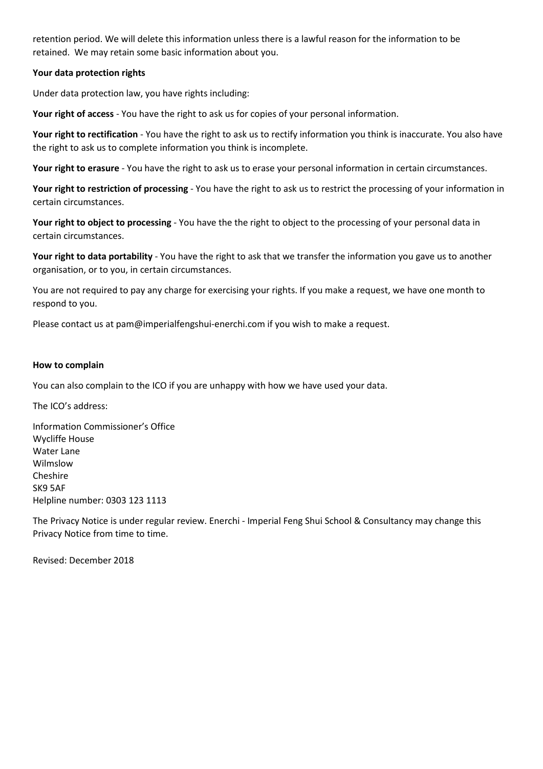retention period. We will delete this information unless there is a lawful reason for the information to be retained. We may retain some basic information about you.

**Your data protection rights**

Under data protection law, you have rights including:

**Your right of access** - You have the right to ask us for copies of your personal information.

**Your right to rectification** - You have the right to ask us to rectify information you think is inaccurate. You also have the right to ask us to complete information you think is incomplete.

**Your right to erasure** - You have the right to ask us to erase your personal information in certain circumstances.

**Your right to restriction of processing** - You have the right to ask us to restrict the processing of your information in certain circumstances.

**Your right to object to processing** - You have the the right to object to the processing of your personal data in certain circumstances.

**Your right to data portability** - You have the right to ask that we transfer the information you gave us to another organisation, or to you, in certain circumstances.

You are not required to pay any charge for exercising your rights. If you make a request, we have one month to respond to you.

Please contact us at pam@imperialfengshui-enerchi.com if you wish to make a request.

**How to complain**

You can also complain to the ICO if you are unhappy with how we have used your data.

The ICO's address:

Information Commissioner's Office
Wycliffe House
Water Lane
Wilmslow
Cheshire
SK9 5AF
Helpline number: 0303 123 1113

The Privacy Notice is under regular review. Enerchi - Imperial Feng Shui School & Consultancy may change this Privacy Notice from time to time.

Revised: December 2018